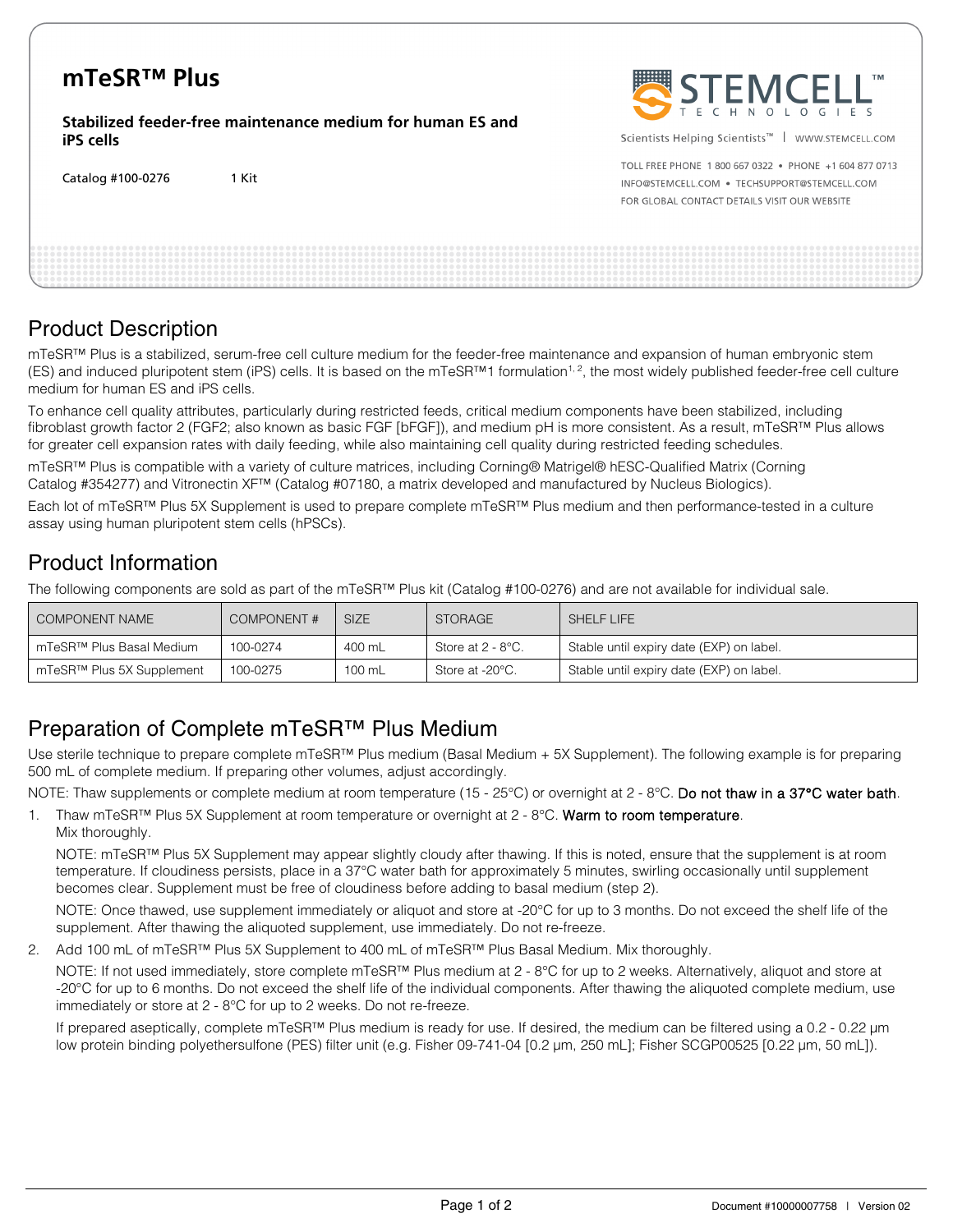# mTeSR™ Plus

**Stabilized feeder-free maintenance medium for human ES and iPS cells**

Catalog #100-0276 1 Kit

STEMCELL TECHNOLOGIES

Scientists Helping Scientists™ | WWW.STEMCELL.COM

TOLL FREE PHONE 1 800 667 0322 • PHONE +1 604 877 0713
INFO@STEMCELL.COM • TECHSUPPORT@STEMCELL.COM
FOR GLOBAL CONTACT DETAILS VISIT OUR WEBSITE

## Product Description

mTeSR™ Plus is a stabilized, serum-free cell culture medium for the feeder-free maintenance and expansion of human embryonic stem (ES) and induced pluripotent stem (iPS) cells. It is based on the mTeSR™1 formulation[1,2], the most widely published feeder-free cell culture medium for human ES and iPS cells.

To enhance cell quality attributes, particularly during restricted feeds, critical medium components have been stabilized, including fibroblast growth factor 2 (FGF2; also known as basic FGF [bFGF]), and medium pH is more consistent. As a result, mTeSR™ Plus allows for greater cell expansion rates with daily feeding, while also maintaining cell quality during restricted feeding schedules.

mTeSR™ Plus is compatible with a variety of culture matrices, including Corning® Matrigel® hESC-Qualified Matrix (Corning Catalog #354277) and Vitronectin XF™ (Catalog #07180, a matrix developed and manufactured by Nucleus Biologics).

Each lot of mTeSR™ Plus 5X Supplement is used to prepare complete mTeSR™ Plus medium and then performance-tested in a culture assay using human pluripotent stem cells (hPSCs).

## Product Information

The following components are sold as part of the mTeSR™ Plus kit (Catalog #100-0276) and are not available for individual sale.

| COMPONENT NAME | COMPONENT # | SIZE | STORAGE | SHELF LIFE |
| --- | --- | --- | --- | --- |
| mTeSR™ Plus Basal Medium | 100-0274 | 400 mL | Store at 2 - 8°C. | Stable until expiry date (EXP) on label. |
| mTeSR™ Plus 5X Supplement | 100-0275 | 100 mL | Store at -20°C. | Stable until expiry date (EXP) on label. |

## Preparation of Complete mTeSR™ Plus Medium

Use sterile technique to prepare complete mTeSR™ Plus medium (Basal Medium + 5X Supplement). The following example is for preparing 500 mL of complete medium. If preparing other volumes, adjust accordingly.

NOTE: Thaw supplements or complete medium at room temperature (15 - 25°C) or overnight at 2 - 8°C. Do not thaw in a 37°C water bath.

1. Thaw mTeSR™ Plus 5X Supplement at room temperature or overnight at 2 - 8°C. Warm to room temperature. Mix thoroughly.

   NOTE: mTeSR™ Plus 5X Supplement may appear slightly cloudy after thawing. If this is noted, ensure that the supplement is at room temperature. If cloudiness persists, place in a 37°C water bath for approximately 5 minutes, swirling occasionally until supplement becomes clear. Supplement must be free of cloudiness before adding to basal medium (step 2).

   NOTE: Once thawed, use supplement immediately or aliquot and store at -20°C for up to 3 months. Do not exceed the shelf life of the supplement. After thawing the aliquoted supplement, use immediately. Do not re-freeze.

2. Add 100 mL of mTeSR™ Plus 5X Supplement to 400 mL of mTeSR™ Plus Basal Medium. Mix thoroughly.

   NOTE: If not used immediately, store complete mTeSR™ Plus medium at 2 - 8°C for up to 2 weeks. Alternatively, aliquot and store at -20°C for up to 6 months. Do not exceed the shelf life of the individual components. After thawing the aliquoted complete medium, use immediately or store at 2 - 8°C for up to 2 weeks. Do not re-freeze.

   If prepared aseptically, complete mTeSR™ Plus medium is ready for use. If desired, the medium can be filtered using a 0.2 - 0.22 µm low protein binding polyethersulfone (PES) filter unit (e.g. Fisher 09-741-04 [0.2 µm, 250 mL]; Fisher SCGP00525 [0.22 µm, 50 mL]).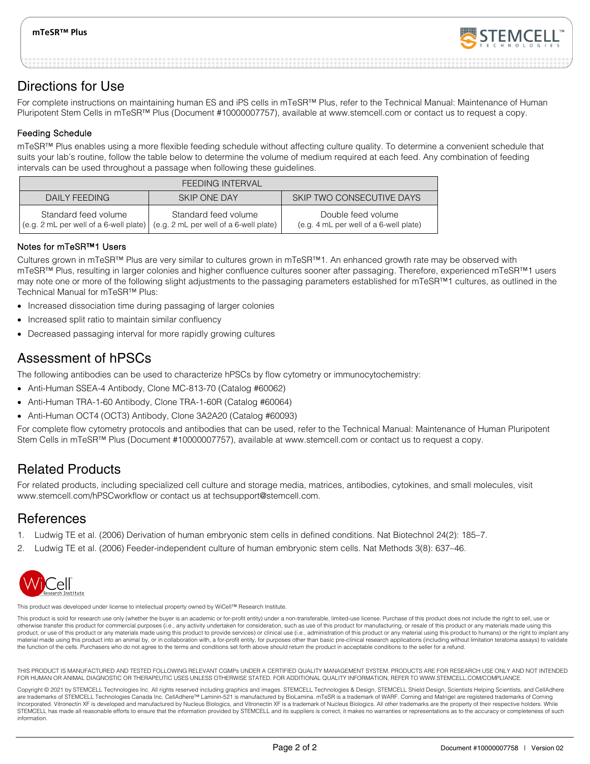# Directions for Use

For complete instructions on maintaining human ES and iPS cells in mTeSR™ Plus, refer to the Technical Manual: Maintenance of Human Pluripotent Stem Cells in mTeSR™ Plus (Document #10000007757), available at www.stemcell.com or contact us to request a copy.

### Feeding Schedule

mTeSR™ Plus enables using a more flexible feeding schedule without affecting culture quality. To determine a convenient schedule that suits your lab's routine, follow the table below to determine the volume of medium required at each feed. Any combination of feeding intervals can be used throughout a passage when following these guidelines.

| FEEDING INTERVAL | | |
|---|---|---|
| DAILY FEEDING | SKIP ONE DAY | SKIP TWO CONSECUTIVE DAYS |
| Standard feed volume (e.g. 2 mL per well of a 6-well plate) | Standard feed volume (e.g. 2 mL per well of a 6-well plate) | Double feed volume (e.g. 4 mL per well of a 6-well plate) |

### Notes for mTeSR™1 Users

Cultures grown in mTeSR™ Plus are very similar to cultures grown in mTeSR™1. An enhanced growth rate may be observed with mTeSR™ Plus, resulting in larger colonies and higher confluence cultures sooner after passaging. Therefore, experienced mTeSR™1 users may note one or more of the following slight adjustments to the passaging parameters established for mTeSR™1 cultures, as outlined in the Technical Manual for mTeSR™ Plus:

- Increased dissociation time during passaging of larger colonies
- Increased split ratio to maintain similar confluency
- Decreased passaging interval for more rapidly growing cultures

# Assessment of hPSCs

The following antibodies can be used to characterize hPSCs by flow cytometry or immunocytochemistry:

- Anti-Human SSEA-4 Antibody, Clone MC-813-70 (Catalog #60062)
- Anti-Human TRA-1-60 Antibody, Clone TRA-1-60R (Catalog #60064)
- Anti-Human OCT4 (OCT3) Antibody, Clone 3A2A20 (Catalog #60093)

For complete flow cytometry protocols and antibodies that can be used, refer to the Technical Manual: Maintenance of Human Pluripotent Stem Cells in mTeSR™ Plus (Document #10000007757), available at www.stemcell.com or contact us to request a copy.

# Related Products

For related products, including specialized cell culture and storage media, matrices, antibodies, cytokines, and small molecules, visit www.stemcell.com/hPSCworkflow or contact us at techsupport@stemcell.com.

# References

1. Ludwig TE et al. (2006) Derivation of human embryonic stem cells in defined conditions. Nat Biotechnol 24(2): 185–7.
2. Ludwig TE et al. (2006) Feeder-independent culture of human embryonic stem cells. Nat Methods 3(8): 637–46.

WiCell Research Institute

This product was developed under license to intellectual property owned by WiCell™ Research Institute.

This product is sold for research use only (whether the buyer is an academic or for-profit entity) under a non-transferable, limited-use license. Purchase of this product does not include the right to sell, use or otherwise transfer this product for commercial purposes (i.e., any activity undertaken for consideration, such as use of this product for manufacturing, or resale of this product or any materials made using this product, or use of this product or any materials made using this product to provide services) or clinical use (i.e., administration of this product or any material using this product to humans) or the right to implant any material made using this product into an animal by, or in collaboration with, a for-profit entity, for purposes other than basic pre-clinical research applications (including without limitation teratoma assays) to validate the function of the cells. Purchasers who do not agree to the terms and conditions set forth above should return the product in acceptable conditions to the seller for a refund.

THIS PRODUCT IS MANUFACTURED AND TESTED FOLLOWING RELEVANT CGMPs UNDER A CERTIFIED QUALITY MANAGEMENT SYSTEM. PRODUCTS ARE FOR RESEARCH USE ONLY AND NOT INTENDED FOR HUMAN OR ANIMAL DIAGNOSTIC OR THERAPEUTIC USES UNLESS OTHERWISE STATED. FOR ADDITIONAL QUALITY INFORMATION, REFER TO WWW.STEMCELL.COM/COMPLIANCE.

Copyright © 2021 by STEMCELL Technologies Inc. All rights reserved including graphics and images. STEMCELL Technologies & Design, STEMCELL Shield Design, Scientists Helping Scientists, and CellAdhere are trademarks of STEMCELL Technologies Canada Inc. CellAdhere™ Laminin-521 is manufactured by BioLamina. mTeSR is a trademark of WARF. Corning and Matrigel are registered trademarks of Corning Incorporated. Vitronectin XF is developed and manufactured by Nucleus Biologics, and Vitronectin XF is a trademark of Nucleus Biologics. All other trademarks are the property of their respective holders. While STEMCELL has made all reasonable efforts to ensure that the information provided by STEMCELL and its suppliers is correct, it makes no warranties or representations as to the accuracy or completeness of such information.